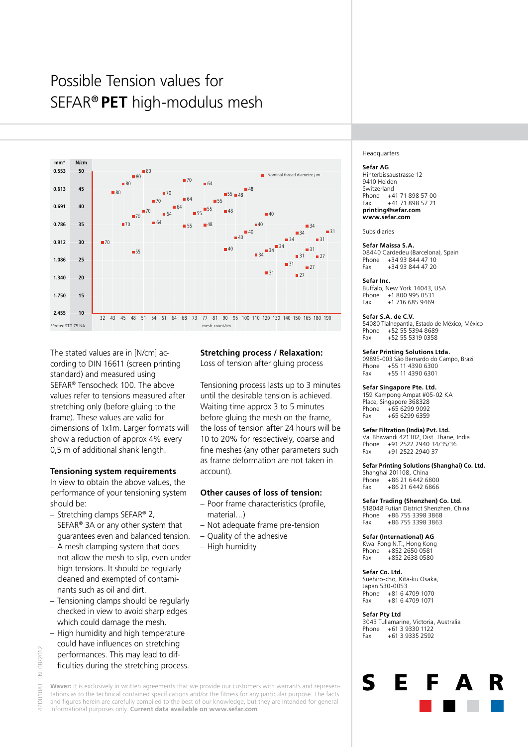# Possible Tension values for SEFAR® **PET** high-modulus mesh

| mm* | N/cm |
|---|---|
| 0.553 | 50 |
| 0.613 | 45 |
| 0.691 | 40 |
| 0.786 | 35 |
| 0.912 | 30 |
| 1.086 | 25 |
| 1.340 | 20 |
| 1.750 | 15 |
| 2.455 | 10 |

mesh-count/cm: 32, 43, 45, 48, 51, 54, 61, 64, 68, 73, 77, 81, 90, 95, 100, 110, 120, 130, 140, 150, 165, 180, 190

■ Nominal thread diametre µm

*Protec STG 75 NA

The stated values are in [N/cm] according to DIN 16611 (screen printing standard) and measured using SEFAR® Tensocheck 100. The above values refer to tensions measured after stretching only (before gluing to the frame). These values are valid for dimensions of 1x1m. Larger formats will show a reduction of approx 4% every 0,5 m of additional shank length.

### Tensioning system requirements

In view to obtain the above values, the performance of your tensioning system should be:

- Stretching clamps SEFAR® 2, SEFAR® 3A or any other system that guarantees even and balanced tension.
- A mesh clamping system that does not allow the mesh to slip, even under high tensions. It should be regularly cleaned and exempted of contaminants such as oil and dirt.
- Tensioning clamps should be regularly checked in view to avoid sharp edges which could damage the mesh.
- High humidity and high temperature could have influences on stretching performances. This may lead to difficulties during the stretching process.

### Stretching process / Relaxation:

Loss of tension after gluing process

Tensioning process lasts up to 3 minutes until the desirable tension is achieved. Waiting time approx 3 to 5 minutes before gluing the mesh on the frame, the loss of tension after 24 hours will be 10 to 20% for respectively, coarse and fine meshes (any other parameters such as frame deformation are not taken in account).

### Other causes of loss of tension:

- Poor frame characteristics (profile, material…)
- Not adequate frame pre-tension
- Quality of the adhesive
- High humidity

**Waver:** It is exclusively in written agreements that we provide our customers with warrants and representations as to the technical contained specifications and/or the fitness for any particular purpose. The facts and figures herein are carefully compiled to the best of our knowledge, but they are intended for general informational purposes only. **Current data available on www.sefar.com**

4PD01081 EN 08/2012

Headquarters

**Sefar AG**
Hinterbissaustrasse 12
9410 Heiden
Switzerland
Phone +41 71 898 57 00
Fax +41 71 898 57 21
**printing@sefar.com**
**www.sefar.com**

Subsidiaries

**Sefar Maissa S.A.**
08440 Cardedeu (Barcelona), Spain
Phone +34 93 844 47 10
Fax +34 93 844 47 20

**Sefar Inc.**
Buffalo, New York 14043, USA
Phone +1 800 995 0531
Fax +1 716 685 9469

**Sefar S.A. de C.V.**
54080 Tlalnepantla, Estado de México, México
Phone +52 55 5394 8689
Fax +52 55 5319 0358

**Sefar Printing Solutions Ltda.**
09895-003 São Bernardo do Campo, Brazil
Phone +55 11 4390 6300
Fax +55 11 4390 6301

**Sefar Singapore Pte. Ltd.**
159 Kampong Ampat #05-02 KA Place, Singapore 368328
Phone +65 6299 9092
Fax +65 6299 6359

**Sefar Filtration (India) Pvt. Ltd.**
Val Bhiwandi 421302, Dist. Thane, India
Phone +91 2522 2940 34/35/36
Fax +91 2522 2940 37

**Sefar Printing Solutions (Shanghai) Co. Ltd.**
Shanghai 201108, China
Phone +86 21 6442 6800
Fax +86 21 6442 6866

**Sefar Trading (Shenzhen) Co. Ltd.**
518048 Futian District Shenzhen, China
Phone +86 755 3398 3868
Fax +86 755 3398 3863

**Sefar (International) AG**
Kwai Fong N.T., Hong Kong
Phone +852 2650 0581
Fax +852 2638 0580

**Sefar Co. Ltd.**
Suehiro-cho, Kita-ku Osaka, Japan 530-0053
Phone +81 6 4709 1070
Fax +81 6 4709 1071

**Sefar Pty Ltd**
3043 Tullamarine, Victoria, Australia
Phone +61 3 9330 1122
Fax +61 3 9335 2592

**SEFAR**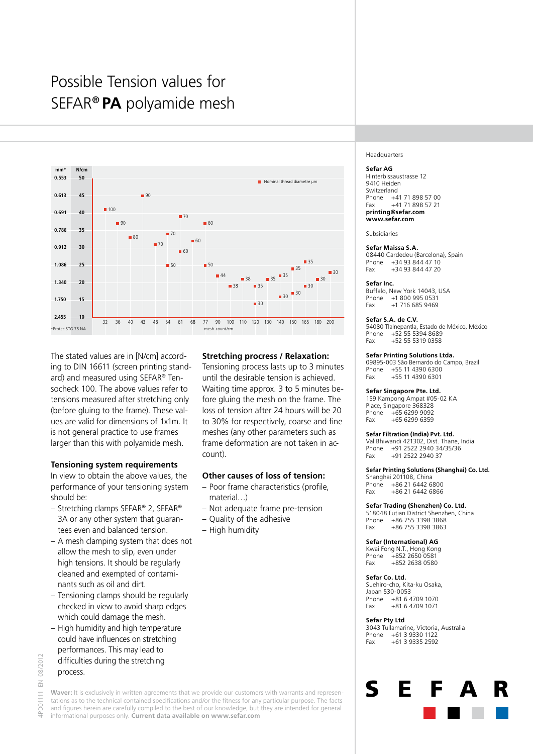# Possible Tension values for SEFAR® **PA** polyamide mesh

| mm* | N/cm |
|---|---|
| 0.553 | 50 |
| 0.613 | 45 |
| 0.691 | 40 |
| 0.786 | 35 |
| 0.912 | 30 |
| 1.086 | 25 |
| 1.340 | 20 |
| 1.750 | 15 |
| 2.455 | 10 |

Nominal thread diametre µm

| mesh-count/cm | 32 | 36 | 40 | 43 | 48 | 54 | 61 | 68 | 77 | 90 | 100 | 110 | 120 | 130 | 140 | 150 | 165 | 180 | 200 |
|---|---|---|---|---|---|---|---|---|---|---|---|---|---|---|---|---|---|---|---|
| Nominal thread diametre µm | 100 | 90 | 80 | 90 | 70 | 60 / 70 | 60 / 70 | 60 | 50 / 60 | 44 | 38 | 38 | 30 / 35 | 35 | 30 / 35 | 30 / 35 | 30 / 35 | 30 / 35 | 30 |

*Protec STG 75 NA

The stated values are in [N/cm] according to DIN 16611 (screen printing standard) and measured using SEFAR® Tensocheck 100. The above values refer to tensions measured after stretching only (before gluing to the frame). These values are valid for dimensions of 1x1m. It is not general practice to use frames larger than this with polyamide mesh.

### Tensioning system requirements

In view to obtain the above values, the performance of your tensioning system should be:

- Stretching clamps SEFAR® 2, SEFAR® 3A or any other system that guarantees even and balanced tension.
- A mesh clamping system that does not allow the mesh to slip, even under high tensions. It should be regularly cleaned and exempted of contaminants such as oil and dirt.
- Tensioning clamps should be regularly checked in view to avoid sharp edges which could damage the mesh.
- High humidity and high temperature could have influences on stretching performances. This may lead to difficulties during the stretching process.

### Stretching process / Relaxation:

Tensioning process lasts up to 3 minutes until the desirable tension is achieved. Waiting time approx. 3 to 5 minutes before gluing the mesh on the frame. The loss of tension after 24 hours will be 20 to 30% for respectively, coarse and fine meshes (any other parameters such as frame deformation are not taken in account).

### Other causes of loss of tension:

- Poor frame characteristics (profile, material…)
- Not adequate frame pre-tension
- Quality of the adhesive
- High humidity

**Waver:** It is exclusively in written agreements that we provide our customers with warrants and representations as to the technical contained specifications and/or the fitness for any particular purpose. The facts and figures herein are carefully compiled to the best of our knowledge, but they are intended for general informational purposes only. **Current data available on www.sefar.com**

4PD01111 EN 08/2012

Headquarters

**Sefar AG**
Hinterbissaustrasse 12
9410 Heiden
Switzerland
Phone +41 71 898 57 00
Fax +41 71 898 57 21
**printing@sefar.com**
**www.sefar.com**

Subsidiaries

**Sefar Maissa S.A.**
08440 Cardedeu (Barcelona), Spain
Phone +34 93 844 47 10
Fax +34 93 844 47 20

**Sefar Inc.**
Buffalo, New York 14043, USA
Phone +1 800 995 0531
Fax +1 716 685 9469

**Sefar S.A. de C.V.**
54080 Tlalnepantla, Estado de México, México
Phone +52 55 5394 8689
Fax +52 55 5319 0358

**Sefar Printing Solutions Ltda.**
09895-003 São Bernardo do Campo, Brazil
Phone +55 11 4390 6300
Fax +55 11 4390 6301

**Sefar Singapore Pte. Ltd.**
159 Kampong Ampat #05-02 KA
Place, Singapore 368328
Phone +65 6299 9092
Fax +65 6299 6359

**Sefar Filtration (India) Pvt. Ltd.**
Val Bhiwandi 421302, Dist. Thane, India
Phone +91 2522 2940 34/35/36
Fax +91 2522 2940 37

**Sefar Printing Solutions (Shanghai) Co. Ltd.**
Shanghai 201108, China
Phone +86 21 6442 6800
Fax +86 21 6442 6866

**Sefar Trading (Shenzhen) Co. Ltd.**
518048 Futian District Shenzhen, China
Phone +86 755 3398 3868
Fax +86 755 3398 3863

**Sefar (International) AG**
Kwai Fong N.T., Hong Kong
Phone +852 2650 0581
Fax +852 2638 0580

**Sefar Co. Ltd.**
Suehiro-cho, Kita-ku Osaka,
Japan 530-0053
Phone +81 6 4709 1070
Fax +81 6 4709 1071

**Sefar Pty Ltd**
3043 Tullamarine, Victoria, Australia
Phone +61 3 9330 1122
Fax +61 3 9335 2592

SEFAR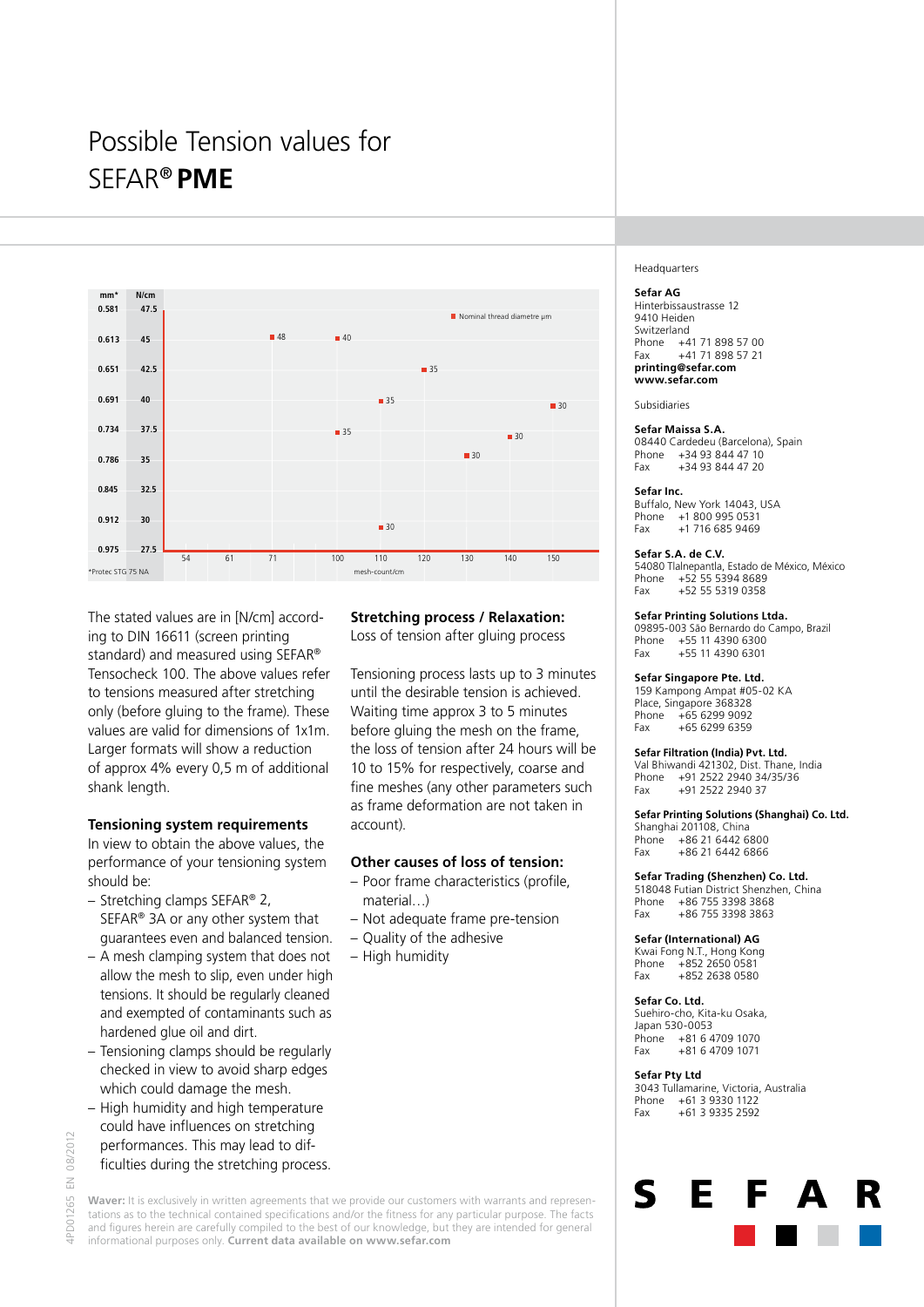# Possible Tension values for SEFAR® **PME**

mm* N/cm
0.581 47.5
0.613 45
0.651 42.5
0.691 40
0.734 37.5
0.786 35
0.845 32.5
0.912 30
0.975 27.5

Nominal thread diameter µm

48
40
35
35
35
30
30
30
30

54 61 71 100 110 120 130 140 150
mesh-count/cm

*Protec STG 75 NA

The stated values are in [N/cm] according to DIN 16611 (screen printing standard) and measured using SEFAR® Tensocheck 100. The above values refer to tensions measured after stretching only (before gluing to the frame). These values are valid for dimensions of 1x1m. Larger formats will show a reduction of approx 4% every 0,5 m of additional shank length.

**Tensioning system requirements**
In view to obtain the above values, the performance of your tensioning system should be:

- Stretching clamps SEFAR® 2, SEFAR® 3A or any other system that guarantees even and balanced tension.
- A mesh clamping system that does not allow the mesh to slip, even under high tensions. It should be regularly cleaned and exempted of contaminants such as hardened glue oil and dirt.
- Tensioning clamps should be regularly checked in view to avoid sharp edges which could damage the mesh.
- High humidity and high temperature could have influences on stretching performances. This may lead to difficulties during the stretching process.

**Stretching process / Relaxation:**
Loss of tension after gluing process

Tensioning process lasts up to 3 minutes until the desirable tension is achieved. Waiting time approx 3 to 5 minutes before gluing the mesh on the frame, the loss of tension after 24 hours will be 10 to 15% for respectively, coarse and fine meshes (any other parameters such as frame deformation are not taken in account).

**Other causes of loss of tension:**

- Poor frame characteristics (profile, material…)
- Not adequate frame pre-tension
- Quality of the adhesive
- High humidity

**Waver:** It is exclusively in written agreements that we provide our customers with warrants and representations as to the technical contained specifications and/or the fitness for any particular purpose. The facts and figures herein are carefully compiled to the best of our knowledge, but they are intended for general informational purposes only. **Current data available on www.sefar.com**

4PD01265 EN 08/2012

Headquarters

**Sefar AG**
Hinterbissaustrasse 12
9410 Heiden
Switzerland
Phone +41 71 898 57 00
Fax +41 71 898 57 21
**printing@sefar.com**
**www.sefar.com**

Subsidiaries

**Sefar Maissa S.A.**
08440 Cardedeu (Barcelona), Spain
Phone +34 93 844 47 10
Fax +34 93 844 47 20

**Sefar Inc.**
Buffalo, New York 14043, USA
Phone +1 800 995 0531
Fax +1 716 685 9469

**Sefar S.A. de C.V.**
54080 Tlalnepantla, Estado de México, México
Phone +52 55 5394 8689
Fax +52 55 5319 0358

**Sefar Printing Solutions Ltda.**
09895-003 São Bernardo do Campo, Brazil
Phone +55 11 4390 6300
Fax +55 11 4390 6301

**Sefar Singapore Pte. Ltd.**
159 Kampong Ampat #05-02 KA
Place, Singapore 368328
Phone +65 6299 9092
Fax +65 6299 6359

**Sefar Filtration (India) Pvt. Ltd.**
Val Bhiwandi 421302, Dist. Thane, India
Phone +91 2522 2940 34/35/36
Fax +91 2522 2940 37

**Sefar Printing Solutions (Shanghai) Co. Ltd.**
Shanghai 201108, China
Phone +86 21 6442 6800
Fax +86 21 6442 6866

**Sefar Trading (Shenzhen) Co. Ltd.**
518048 Futian District Shenzhen, China
Phone +86 755 3398 3868
Fax +86 755 3398 3863

**Sefar (International) AG**
Kwai Fong N.T., Hong Kong
Phone +852 2650 0581
Fax +852 2638 0580

**Sefar Co. Ltd.**
Suehiro-cho, Kita-ku Osaka,
Japan 530-0053
Phone +81 6 4709 1070
Fax +81 6 4709 1071

**Sefar Pty Ltd**
3043 Tullamarine, Victoria, Australia
Phone +61 3 9330 1122
Fax +61 3 9335 2592

SEFAR